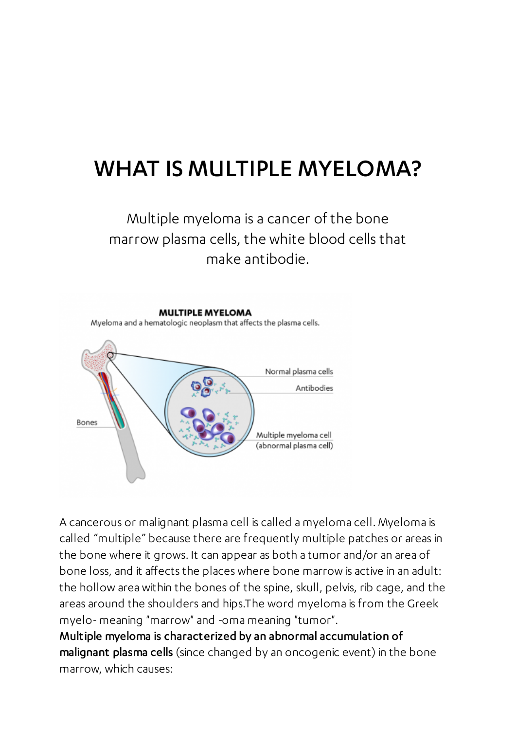# WHAT IS MULTIPLE MYELOMA?

Multiple myeloma is a cancer of the bone marrow plasma cells, the white blood cells that make antibodie.

A cancerous or malignant plasma cell is called a myeloma cell. Myeloma is called “multiple” because there are frequently multiple patches or areas in the bone where it grows. It can appear as both a tumor and/or an area of bone loss, and it affects the places where bone marrow is active in an adult: the hollow area within the bones of the spine, skull, pelvis, rib cage, and the areas around the shoulders and hips.The word myeloma is from the Greek myelo- meaning "marrow" and -oma meaning "tumor".

**Multiple myeloma is characterized by an abnormal accumulation of malignant plasma cells** (since changed by an oncogenic event) in the bone marrow, which causes: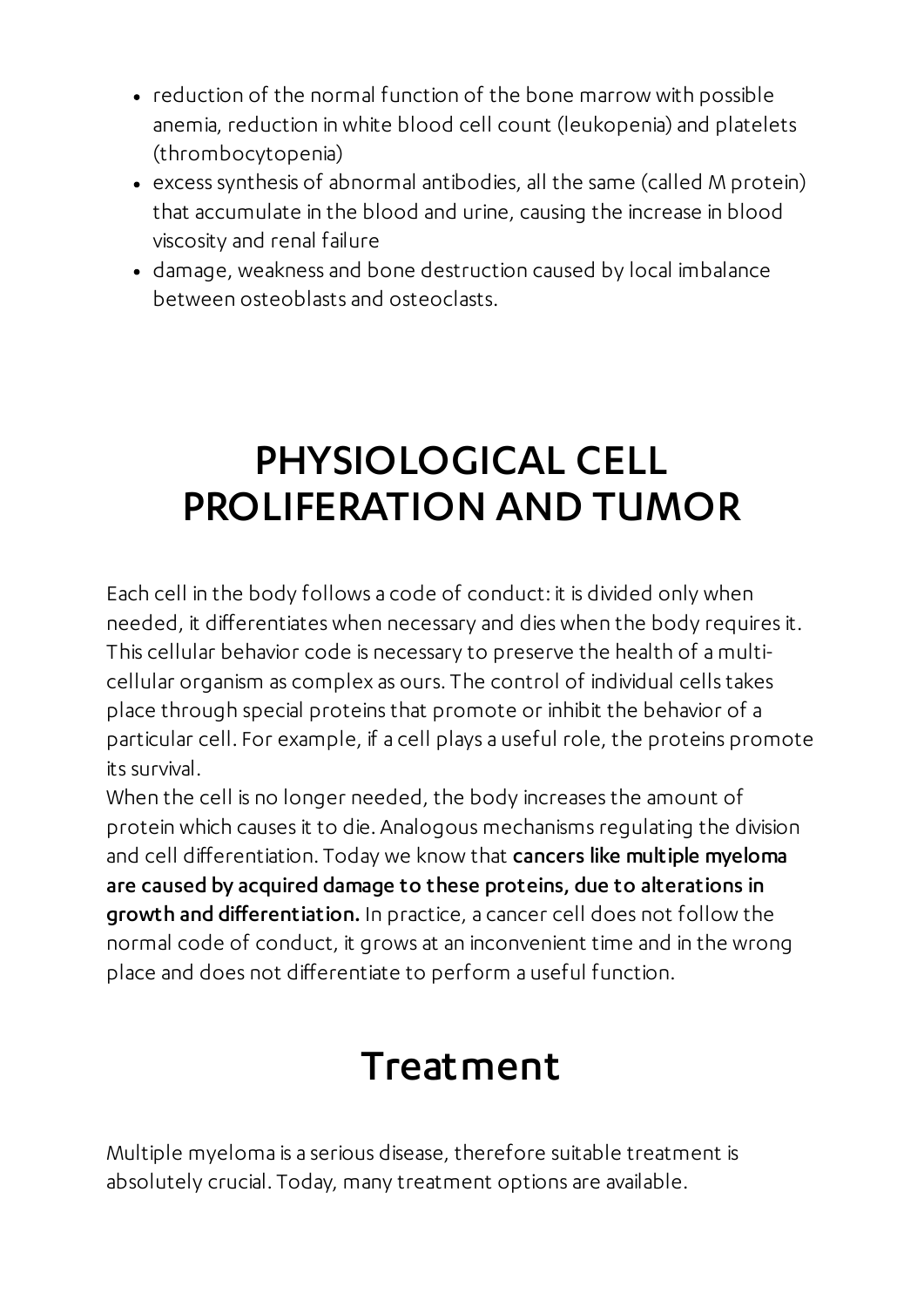- reduction of the normal function of the bone marrow with possible anemia, reduction in white blood cell count (leukopenia) and platelets (thrombocytopenia)
- excess synthesis of abnormal antibodies, all the same (called M protein) that accumulate in the blood and urine, causing the increase in blood viscosity and renal failure
- damage, weakness and bone destruction caused by local imbalance between osteoblasts and osteoclasts.

# PHYSIOLOGICAL CELL PROLIFERATION AND TUMOR

Each cell in the body follows a code of conduct: it is divided only when needed, it differentiates when necessary and dies when the body requires it. This cellular behavior code is necessary to preserve the health of a multi-cellular organism as complex as ours. The control of individual cells takes place through special proteins that promote or inhibit the behavior of a particular cell. For example, if a cell plays a useful role, the proteins promote its survival.
When the cell is no longer needed, the body increases the amount of protein which causes it to die. Analogous mechanisms regulating the division and cell differentiation. Today we know that **cancers like multiple myeloma are caused by acquired damage to these proteins, due to alterations in growth and differentiation.** In practice, a cancer cell does not follow the normal code of conduct, it grows at an inconvenient time and in the wrong place and does not differentiate to perform a useful function.

# Treatment

Multiple myeloma is a serious disease, therefore suitable treatment is absolutely crucial. Today, many treatment options are available.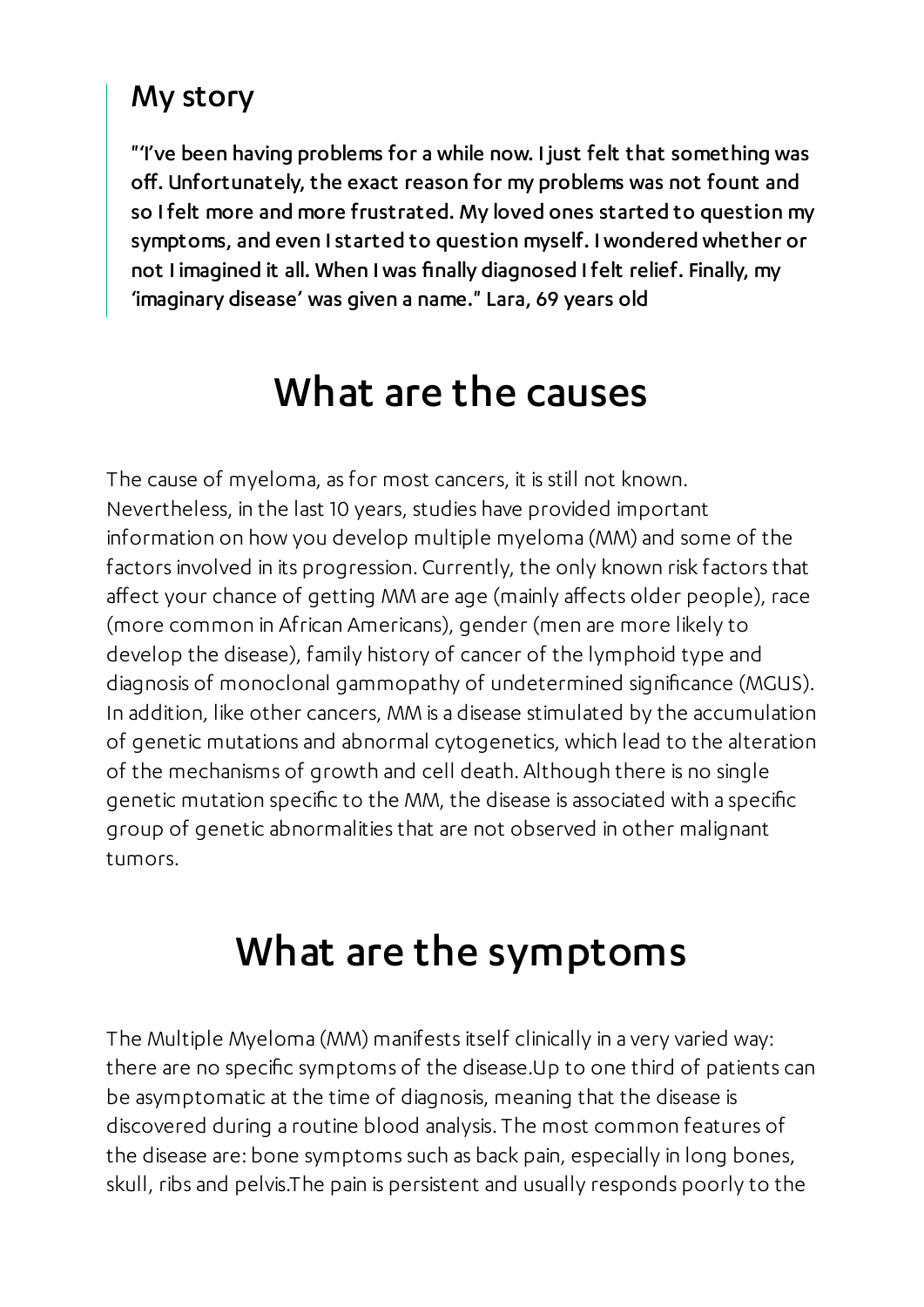## My story

**"'I've been having problems for a while now. I just felt that something was off. Unfortunately, the exact reason for my problems was not fount and so I felt more and more frustrated. My loved ones started to question my symptoms, and even I started to question myself. I wondered whether or not I imagined it all. When I was finally diagnosed I felt relief. Finally, my 'imaginary disease' was given a name." Lara, 69 years old**

# What are the causes

The cause of myeloma, as for most cancers, it is still not known. Nevertheless, in the last 10 years, studies have provided important information on how you develop multiple myeloma (MM) and some of the factors involved in its progression. Currently, the only known risk factors that affect your chance of getting MM are age (mainly affects older people), race (more common in African Americans), gender (men are more likely to develop the disease), family history of cancer of the lymphoid type and diagnosis of monoclonal gammopathy of undetermined significance (MGUS). In addition, like other cancers, MM is a disease stimulated by the accumulation of genetic mutations and abnormal cytogenetics, which lead to the alteration of the mechanisms of growth and cell death. Although there is no single genetic mutation specific to the MM, the disease is associated with a specific group of genetic abnormalities that are not observed in other malignant tumors.

# What are the symptoms

The Multiple Myeloma (MM) manifests itself clinically in a very varied way: there are no specific symptoms of the disease.Up to one third of patients can be asymptomatic at the time of diagnosis, meaning that the disease is discovered during a routine blood analysis. The most common features of the disease are: bone symptoms such as back pain, especially in long bones, skull, ribs and pelvis.The pain is persistent and usually responds poorly to the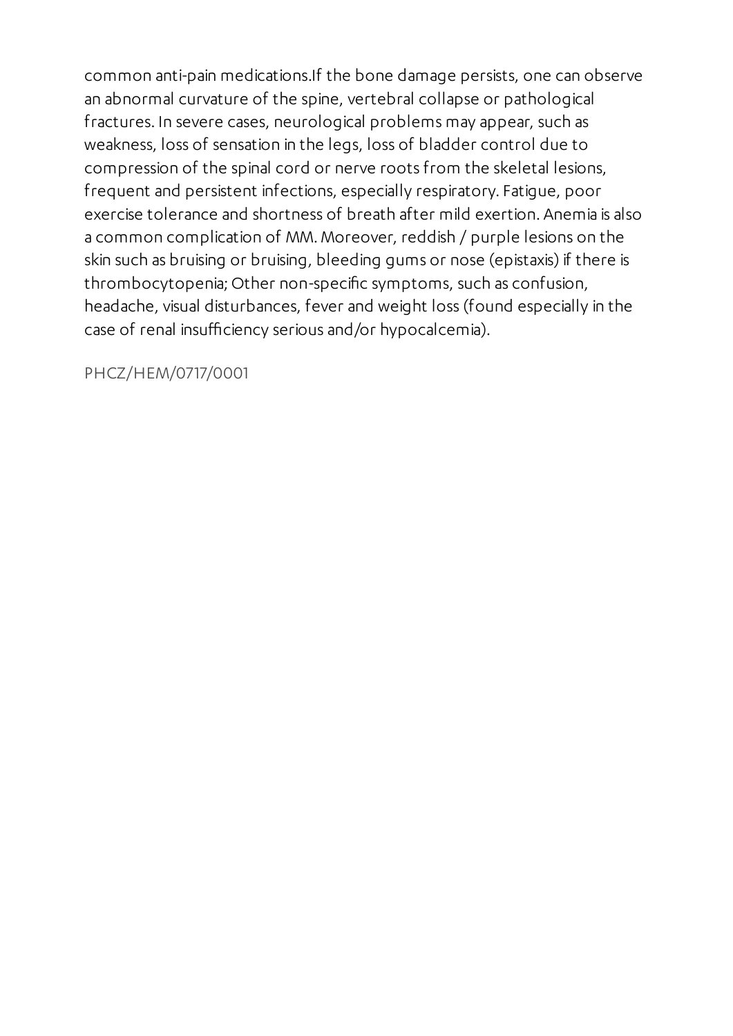common anti-pain medications.If the bone damage persists, one can observe an abnormal curvature of the spine, vertebral collapse or pathological fractures. In severe cases, neurological problems may appear, such as weakness, loss of sensation in the legs, loss of bladder control due to compression of the spinal cord or nerve roots from the skeletal lesions, frequent and persistent infections, especially respiratory. Fatigue, poor exercise tolerance and shortness of breath after mild exertion. Anemia is also a common complication of MM. Moreover, reddish / purple lesions on the skin such as bruising or bruising, bleeding gums or nose (epistaxis) if there is thrombocytopenia; Other non-specific symptoms, such as confusion, headache, visual disturbances, fever and weight loss (found especially in the case of renal insufficiency serious and/or hypocalcemia).

PHCZ/HEM/0717/0001